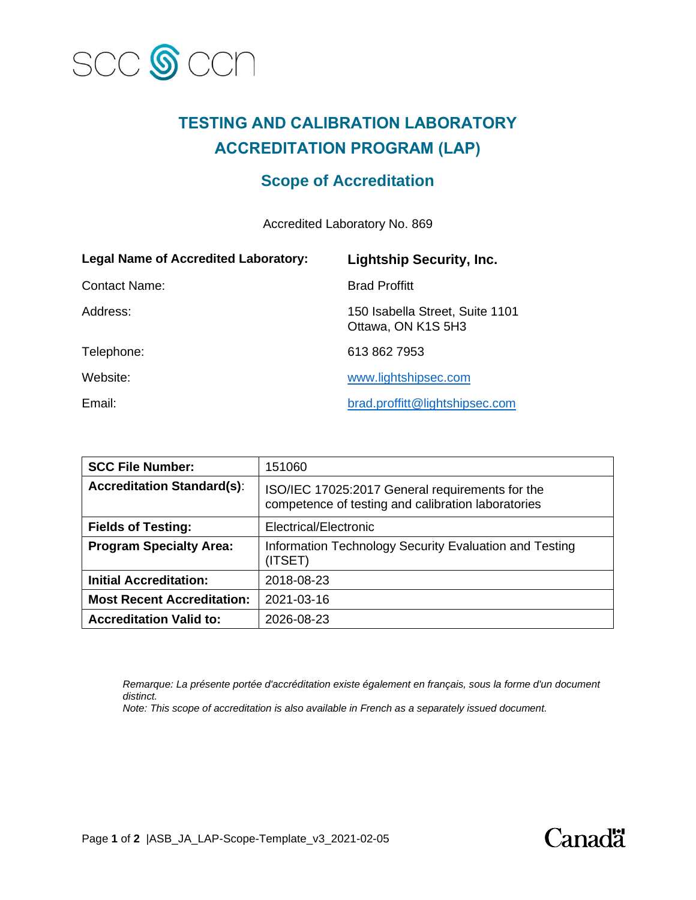# TESTING AND CALIBRATION LABORATORY ACCREDITATION PROGRAM (LAP)

## Scope of Accreditation

Accredited Laboratory No. 869

| | |
|---|---|
| **Legal Name of Accredited Laboratory:** | **Lightship Security, Inc.** |
| Contact Name: | Brad Proffitt |
| Address: | 150 Isabella Street, Suite 1101<br>Ottawa, ON K1S 5H3 |
| Telephone: | 613 862 7953 |
| Website: | www.lightshipsec.com |
| Email: | brad.proffitt@lightshipsec.com |

| | |
|---|---|
| **SCC File Number:** | 151060 |
| **Accreditation Standard(s)**: | ISO/IEC 17025:2017 General requirements for the competence of testing and calibration laboratories |
| **Fields of Testing:** | Electrical/Electronic |
| **Program Specialty Area:** | Information Technology Security Evaluation and Testing (ITSET) |
| **Initial Accreditation:** | 2018-08-23 |
| **Most Recent Accreditation:** | 2021-03-16 |
| **Accreditation Valid to:** | 2026-08-23 |

*Remarque: La présente portée d'accréditation existe également en français, sous la forme d'un document distinct.*
*Note: This scope of accreditation is also available in French as a separately issued document.*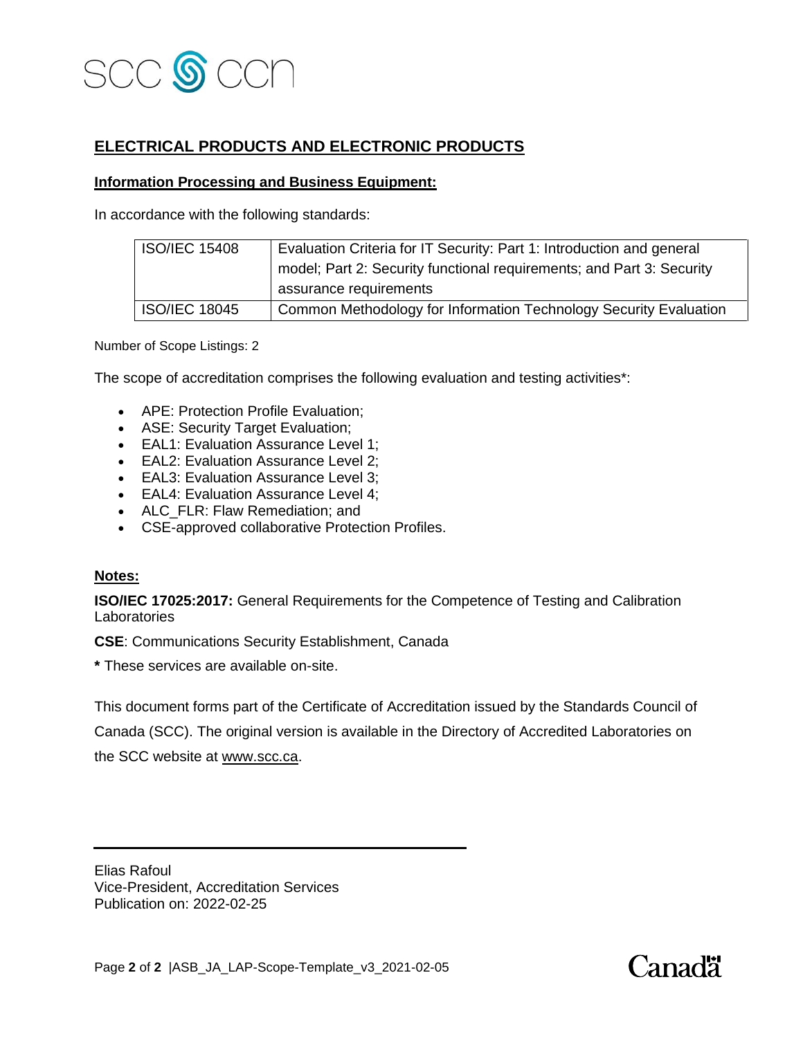## ELECTRICAL PRODUCTS AND ELECTRONIC PRODUCTS

### Information Processing and Business Equipment:

In accordance with the following standards:

| | |
|---|---|
| ISO/IEC 15408 | Evaluation Criteria for IT Security: Part 1: Introduction and general model; Part 2: Security functional requirements; and Part 3: Security assurance requirements |
| ISO/IEC 18045 | Common Methodology for Information Technology Security Evaluation |

Number of Scope Listings: 2

The scope of accreditation comprises the following evaluation and testing activities*:

- APE: Protection Profile Evaluation;
- ASE: Security Target Evaluation;
- EAL1: Evaluation Assurance Level 1;
- EAL2: Evaluation Assurance Level 2;
- EAL3: Evaluation Assurance Level 3;
- EAL4: Evaluation Assurance Level 4;
- ALC_FLR: Flaw Remediation; and
- CSE-approved collaborative Protection Profiles.

### Notes:

**ISO/IEC 17025:2017:** General Requirements for the Competence of Testing and Calibration Laboratories

**CSE**: Communications Security Establishment, Canada

**\*** These services are available on-site.

This document forms part of the Certificate of Accreditation issued by the Standards Council of Canada (SCC). The original version is available in the Directory of Accredited Laboratories on the SCC website at www.scc.ca.

---

Elias Rafoul
Vice-President, Accreditation Services
Publication on: 2022-02-25